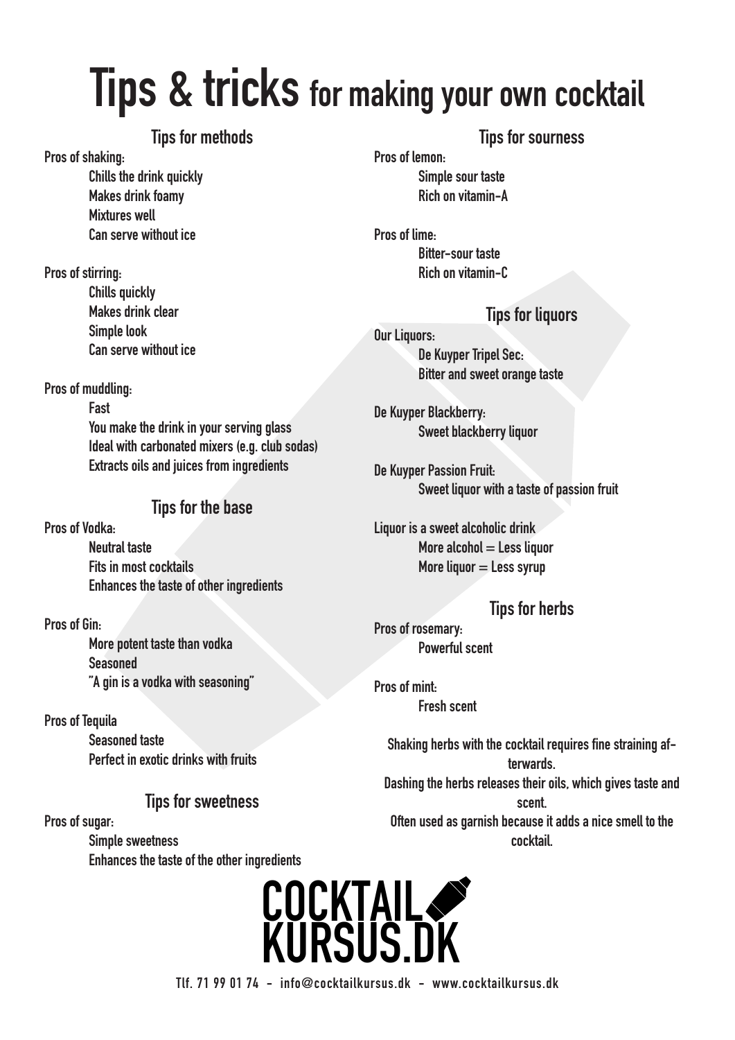# Tips & tricks for making your own cocktail

## Tips for methods

**Pros of shaking:**
- Chills the drink quickly
- Makes drink foamy
- Mixtures well
- Can serve without ice

**Pros of stirring:**
- Chills quickly
- Makes drink clear
- Simple look
- Can serve without ice

**Pros of muddling:**
- Fast
- You make the drink in your serving glass
- Ideal with carbonated mixers (e.g. club sodas)
- Extracts oils and juices from ingredients

## Tips for the base

**Pros of Vodka:**
- Neutral taste
- Fits in most cocktails
- Enhances the taste of other ingredients

**Pros of Gin:**
- More potent taste than vodka
- Seasoned
- "A gin is a vodka with seasoning"

**Pros of Tequila**
- Seasoned taste
- Perfect in exotic drinks with fruits

## Tips for sweetness

**Pros of sugar:**
- Simple sweetness
- Enhances the taste of the other ingredients

## Tips for sourness

**Pros of lemon:**
- Simple sour taste
- Rich on vitamin-A

**Pros of lime:**
- Bitter-sour taste
- Rich on vitamin-C

## Tips for liquors

**Our Liquors:**

**De Kuyper Tripel Sec:**
- Bitter and sweet orange taste

**De Kuyper Blackberry:**
- Sweet blackberry liquor

**De Kuyper Passion Fruit:**
- Sweet liquor with a taste of passion fruit

**Liquor is a sweet alcoholic drink**
- More alcohol = Less liquor
- More liquor = Less syrup

## Tips for herbs

**Pros of rosemary:**
- Powerful scent

**Pros of mint:**
- Fresh scent

Shaking herbs with the cocktail requires fine straining afterwards.
Dashing the herbs releases their oils, which gives taste and scent.
Often used as garnish because it adds a nice smell to the cocktail.

COCKTAIL KURSUS.DK

Tlf. 71 99 01 74 - info@cocktailkursus.dk - www.cocktailkursus.dk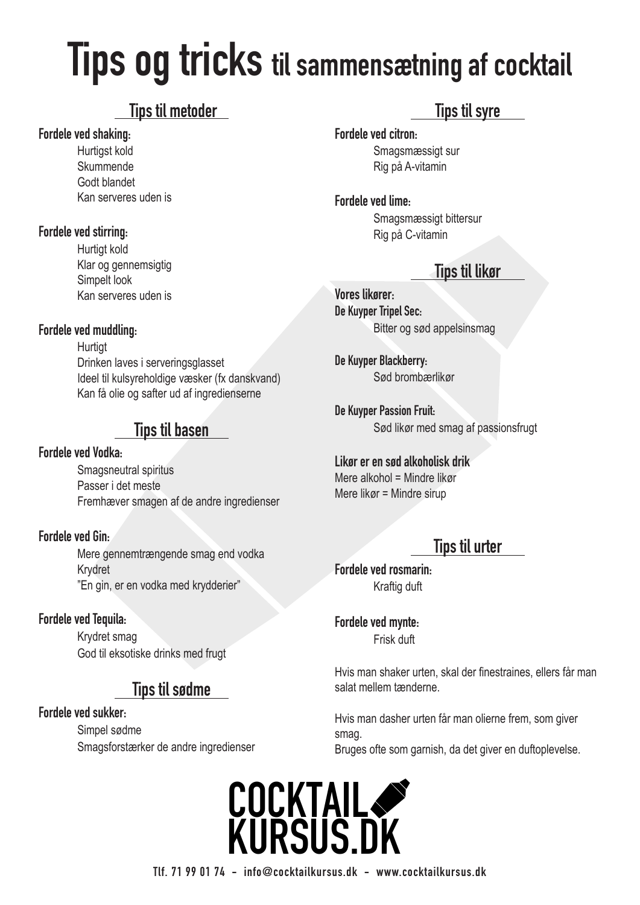# Tips og tricks til sammensætning af cocktail

## Tips til metoder

**Fordele ved shaking:**

Hurtigst kold
Skummende
Godt blandet
Kan serveres uden is

**Fordele ved stirring:**

Hurtigt kold
Klar og gennemsigtig
Simpelt look
Kan serveres uden is

**Fordele ved muddling:**

Hurtigt
Drinken laves i serveringsglasset
Ideel til kulsyreholdige væsker (fx danskvand)
Kan få olie og safter ud af ingredienserne

## Tips til basen

**Fordele ved Vodka:**

Smagsneutral spiritus
Passer i det meste
Fremhæver smagen af de andre ingredienser

**Fordele ved Gin:**

Mere gennemtrængende smag end vodka
Krydret
"En gin, er en vodka med krydderier"

**Fordele ved Tequila:**

Krydret smag
God til eksotiske drinks med frugt

## Tips til sødme

**Fordele ved sukker:**

Simpel sødme
Smagsforstærker de andre ingredienser

## Tips til syre

**Fordele ved citron:**

Smagsmæssigt sur
Rig på A-vitamin

**Fordele ved lime:**

Smagsmæssigt bittersur
Rig på C-vitamin

## Tips til likør

**Vores likører:**

**De Kuyper Tripel Sec:**

Bitter og sød appelsinsmag

**De Kuyper Blackberry:**

Sød brombærlikør

**De Kuyper Passion Fruit:**

Sød likør med smag af passionsfrugt

**Likør er en sød alkoholisk drik**

Mere alkohol = Mindre likør
Mere likør = Mindre sirup

## Tips til urter

**Fordele ved rosmarin:**

Kraftig duft

**Fordele ved mynte:**

Frisk duft

Hvis man shaker urten, skal der finestraines, ellers får man salat mellem tænderne.

Hvis man dasher urten får man olierne frem, som giver smag.
Bruges ofte som garnish, da det giver en duftoplevelse.

COCKTAIL KURSUS.DK

Tlf. 71 99 01 74 - info@cocktailkursus.dk - www.cocktailkursus.dk